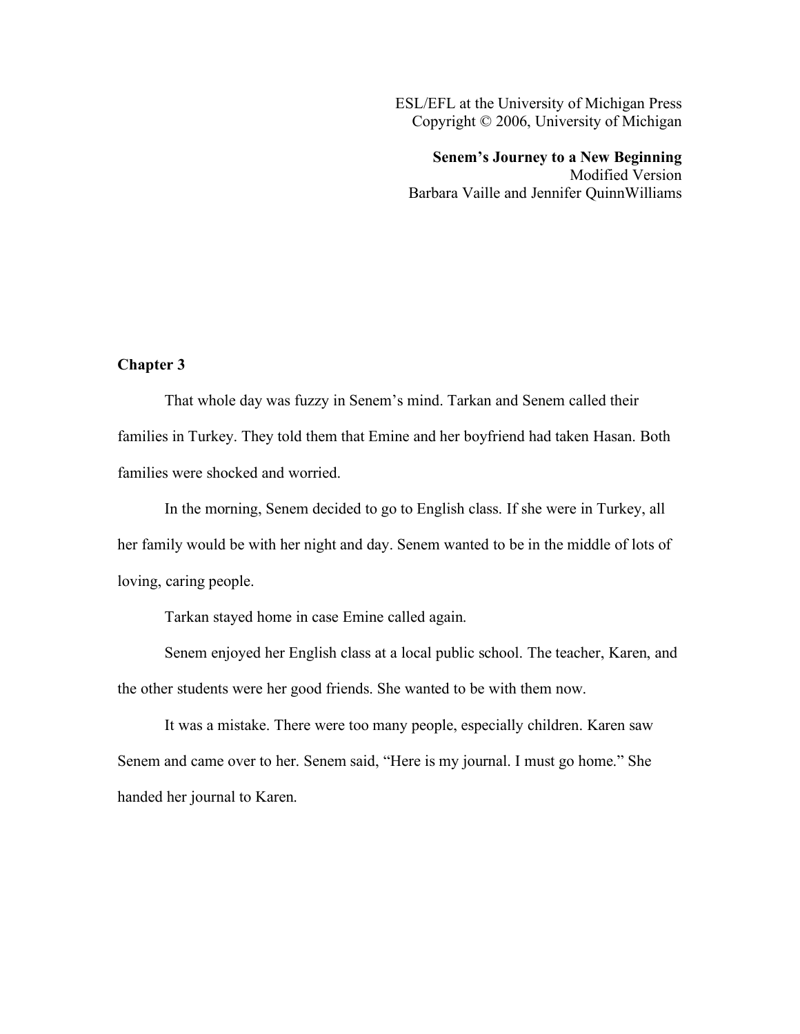ESL/EFL at the University of Michigan Press
Copyright © 2006, University of Michigan

**Senem's Journey to a New Beginning**
Modified Version
Barbara Vaille and Jennifer QuinnWilliams

## Chapter 3

That whole day was fuzzy in Senem's mind. Tarkan and Senem called their families in Turkey. They told them that Emine and her boyfriend had taken Hasan. Both families were shocked and worried.

In the morning, Senem decided to go to English class. If she were in Turkey, all her family would be with her night and day. Senem wanted to be in the middle of lots of loving, caring people.

Tarkan stayed home in case Emine called again.

Senem enjoyed her English class at a local public school. The teacher, Karen, and the other students were her good friends. She wanted to be with them now.

It was a mistake. There were too many people, especially children. Karen saw Senem and came over to her. Senem said, "Here is my journal. I must go home." She handed her journal to Karen.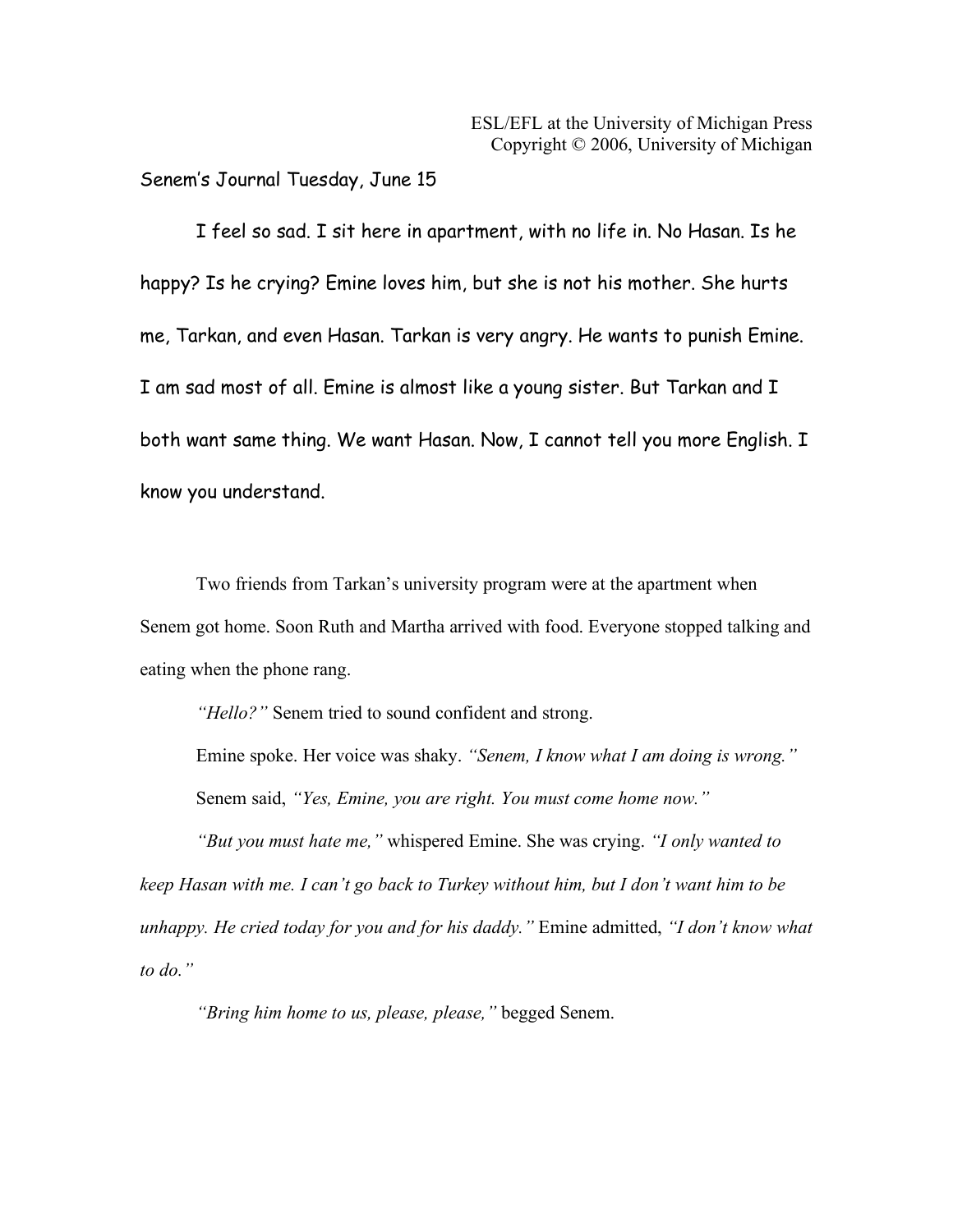Senem's Journal Tuesday, June 15

I feel so sad. I sit here in apartment, with no life in. No Hasan. Is he happy? Is he crying? Emine loves him, but she is not his mother. She hurts me, Tarkan, and even Hasan. Tarkan is very angry. He wants to punish Emine. I am sad most of all. Emine is almost like a young sister. But Tarkan and I both want same thing. We want Hasan. Now, I cannot tell you more English. I know you understand.

Two friends from Tarkan's university program were at the apartment when Senem got home. Soon Ruth and Martha arrived with food. Everyone stopped talking and eating when the phone rang.

*"Hello?"* Senem tried to sound confident and strong.

Emine spoke. Her voice was shaky. *"Senem, I know what I am doing is wrong."*

Senem said, *"Yes, Emine, you are right. You must come home now."*

*"But you must hate me,"* whispered Emine. She was crying. *"I only wanted to keep Hasan with me. I can't go back to Turkey without him, but I don't want him to be unhappy. He cried today for you and for his daddy."* Emine admitted, *"I don't know what to do."*

*"Bring him home to us, please, please,"* begged Senem.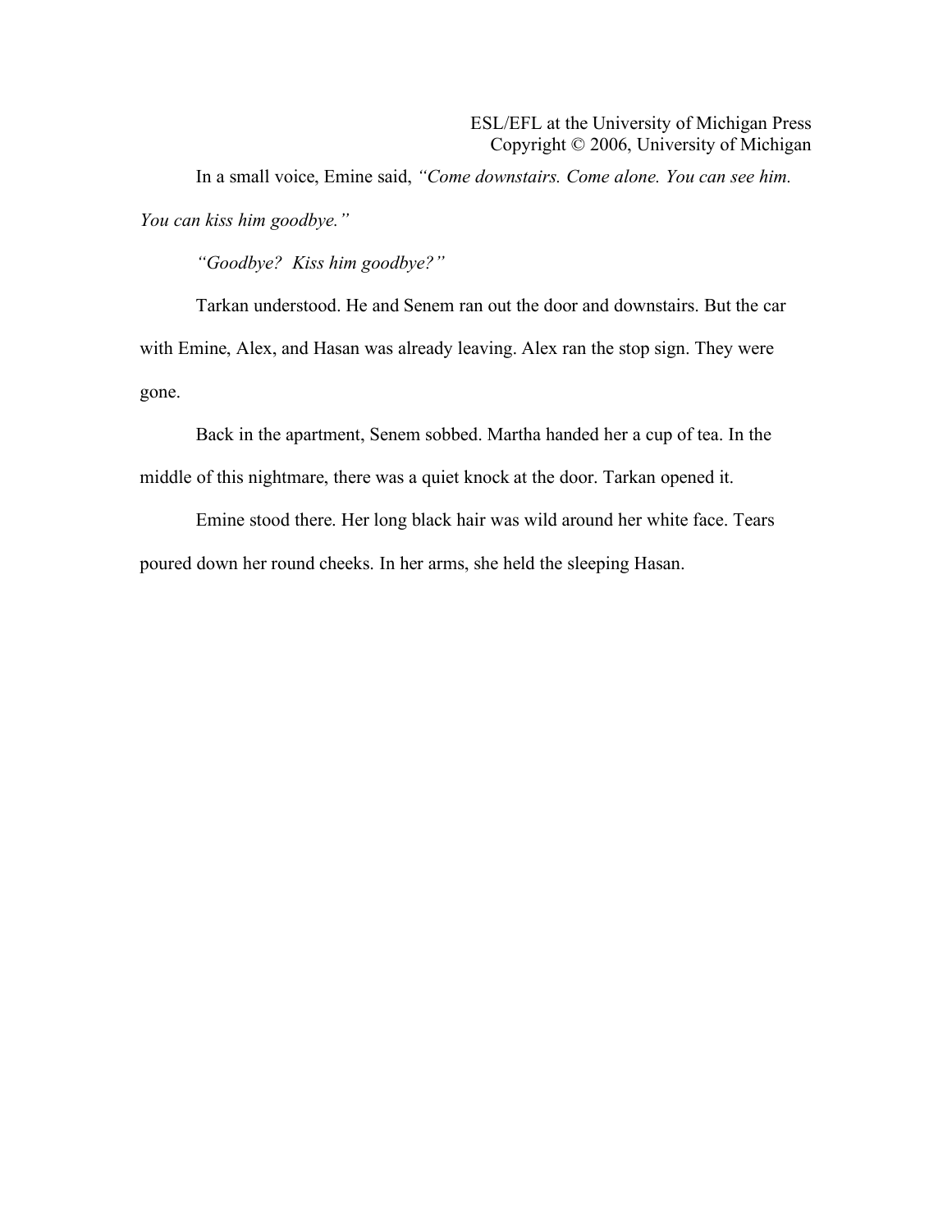In a small voice, Emine said, *"Come downstairs. Come alone. You can see him. You can kiss him goodbye."*

*"Goodbye? Kiss him goodbye?"*

Tarkan understood. He and Senem ran out the door and downstairs. But the car with Emine, Alex, and Hasan was already leaving. Alex ran the stop sign. They were gone.

Back in the apartment, Senem sobbed. Martha handed her a cup of tea. In the middle of this nightmare, there was a quiet knock at the door. Tarkan opened it.

Emine stood there. Her long black hair was wild around her white face. Tears poured down her round cheeks. In her arms, she held the sleeping Hasan.